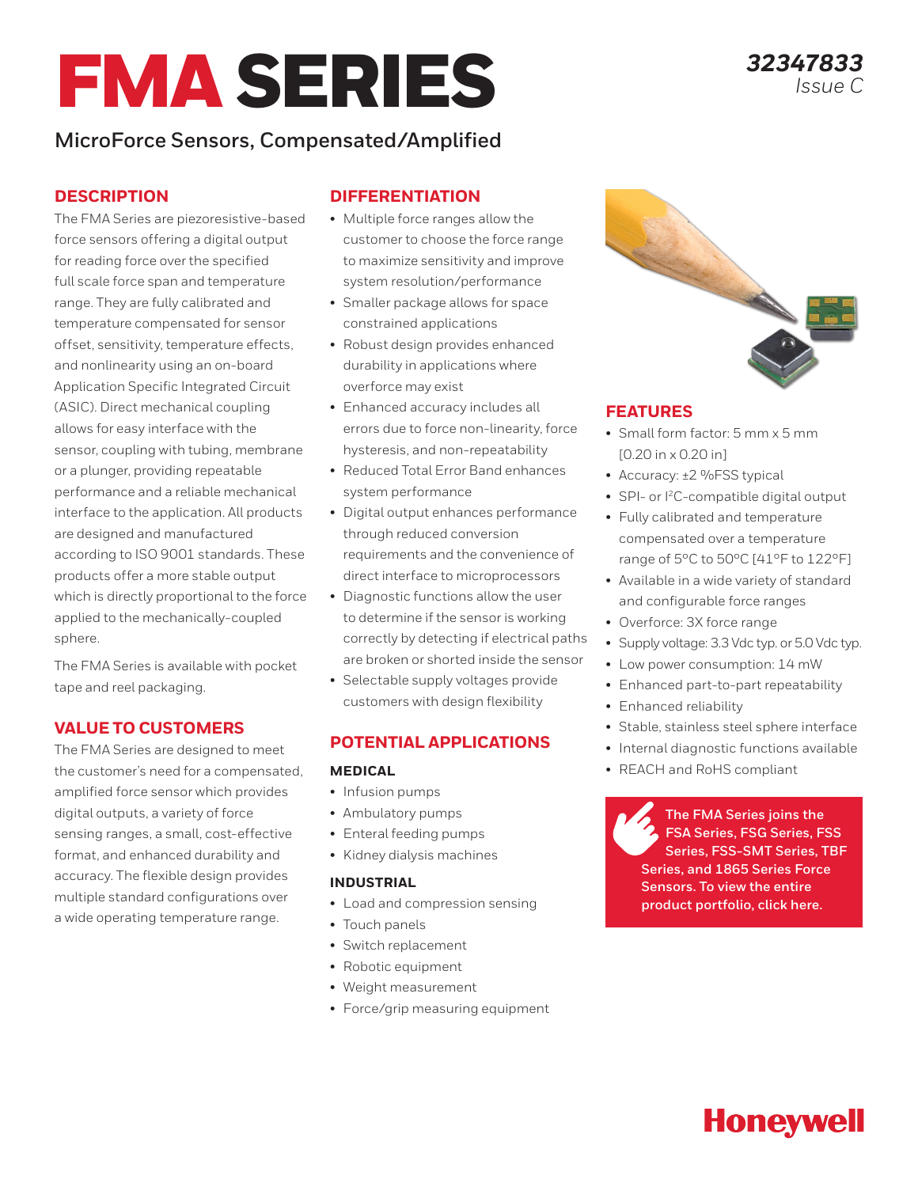# FMA SERIES

32347833
Issue C

## MicroForce Sensors, Compensated/Amplified

### DESCRIPTION

The FMA Series are piezoresistive-based force sensors offering a digital output for reading force over the specified full scale force span and temperature range. They are fully calibrated and temperature compensated for sensor offset, sensitivity, temperature effects, and nonlinearity using an on-board Application Specific Integrated Circuit (ASIC). Direct mechanical coupling allows for easy interface with the sensor, coupling with tubing, membrane or a plunger, providing repeatable performance and a reliable mechanical interface to the application. All products are designed and manufactured according to ISO 9001 standards. These products offer a more stable output which is directly proportional to the force applied to the mechanically-coupled sphere.

The FMA Series is available with pocket tape and reel packaging.

### VALUE TO CUSTOMERS

The FMA Series are designed to meet the customer's need for a compensated, amplified force sensor which provides digital outputs, a variety of force sensing ranges, a small, cost-effective format, and enhanced durability and accuracy. The flexible design provides multiple standard configurations over a wide operating temperature range.

### DIFFERENTIATION

- Multiple force ranges allow the customer to choose the force range to maximize sensitivity and improve system resolution/performance
- Smaller package allows for space constrained applications
- Robust design provides enhanced durability in applications where overforce may exist
- Enhanced accuracy includes all errors due to force non-linearity, force hysteresis, and non-repeatability
- Reduced Total Error Band enhances system performance
- Digital output enhances performance through reduced conversion requirements and the convenience of direct interface to microprocessors
- Diagnostic functions allow the user to determine if the sensor is working correctly by detecting if electrical paths are broken or shorted inside the sensor
- Selectable supply voltages provide customers with design flexibility

### POTENTIAL APPLICATIONS

#### MEDICAL

- Infusion pumps
- Ambulatory pumps
- Enteral feeding pumps
- Kidney dialysis machines

#### INDUSTRIAL

- Load and compression sensing
- Touch panels
- Switch replacement
- Robotic equipment
- Weight measurement
- Force/grip measuring equipment

### FEATURES

- Small form factor: 5 mm x 5 mm [0.20 in x 0.20 in]
- Accuracy: ±2 %FSS typical
- SPI- or I²C-compatible digital output
- Fully calibrated and temperature compensated over a temperature range of 5°C to 50°C [41°F to 122°F]
- Available in a wide variety of standard and configurable force ranges
- Overforce: 3X force range
- Supply voltage: 3.3 Vdc typ. or 5.0 Vdc typ.
- Low power consumption: 14 mW
- Enhanced part-to-part repeatability
- Enhanced reliability
- Stable, stainless steel sphere interface
- Internal diagnostic functions available
- REACH and RoHS compliant

**The FMA Series joins the FSA Series, FSG Series, FSS Series, FSS-SMT Series, TBF Series, and 1865 Series Force Sensors. To view the entire product portfolio, click here.**

Honeywell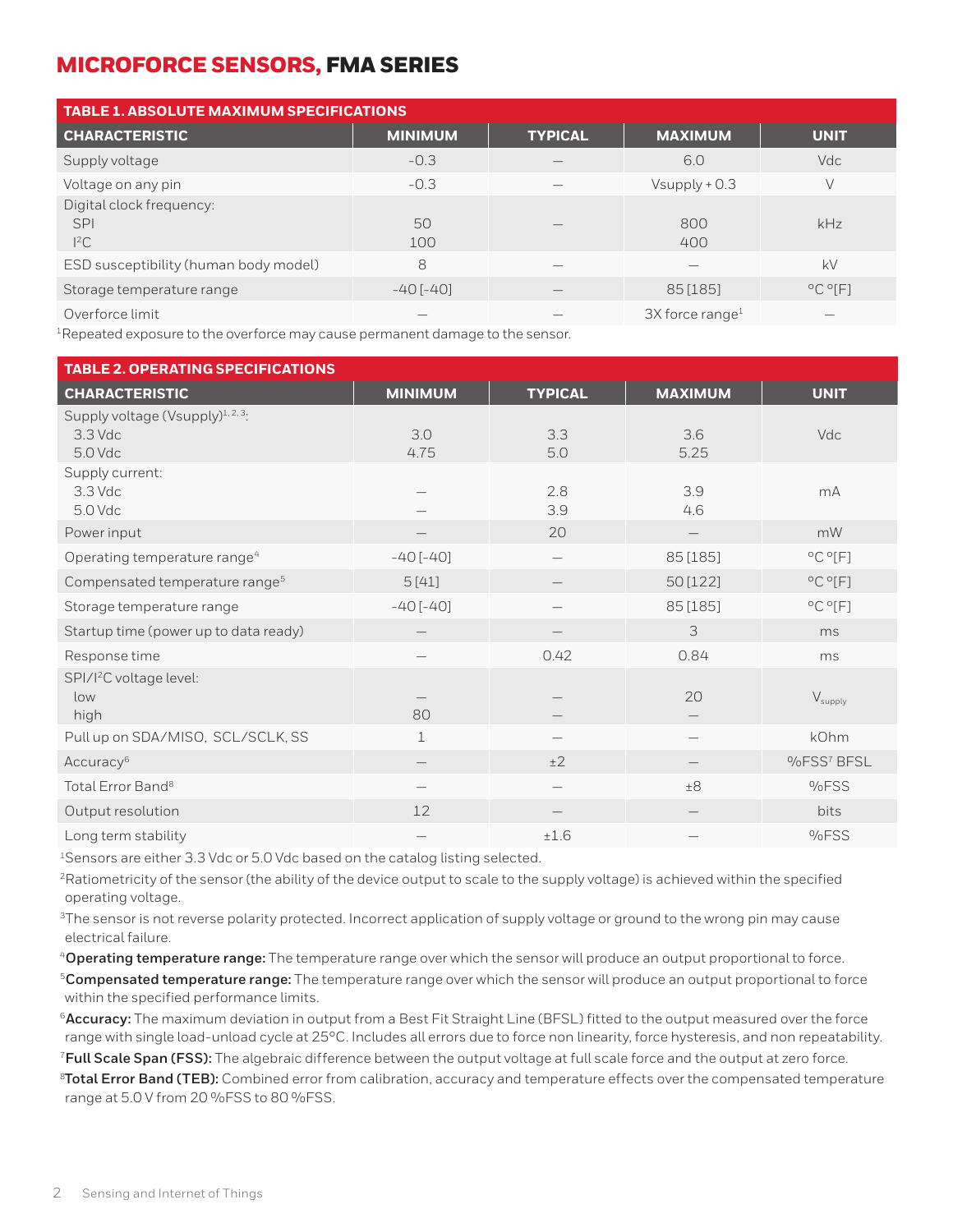# MICROFORCE SENSORS, FMA SERIES

| TABLE 1. ABSOLUTE MAXIMUM SPECIFICATIONS | | | | |
|---|---|---|---|---|
| **CHARACTERISTIC** | **MINIMUM** | **TYPICAL** | **MAXIMUM** | **UNIT** |
| Supply voltage | -0.3 | — | 6.0 | Vdc |
| Voltage on any pin | -0.3 | — | Vsupply + 0.3 | V |
| Digital clock frequency:<br>SPI<br>$I^2C$ | <br>50<br>100 | — | <br>800<br>400 | kHz |
| ESD susceptibility (human body model) | 8 | — | — | kV |
| Storage temperature range | -40 [-40] | — | 85 [185] | °C °[F] |
| Overforce limit | — | — | 3X force range[1] | — |

[1]Repeated exposure to the overforce may cause permanent damage to the sensor.

| TABLE 2. OPERATING SPECIFICATIONS | | | | |
|---|---|---|---|---|
| **CHARACTERISTIC** | **MINIMUM** | **TYPICAL** | **MAXIMUM** | **UNIT** |
| Supply voltage (Vsupply)[1, 2, 3]:<br>3.3 Vdc<br>5.0 Vdc | <br>3.0<br>4.75 | <br>3.3<br>5.0 | <br>3.6<br>5.25 | Vdc |
| Supply current:<br>3.3 Vdc<br>5.0 Vdc | <br>—<br>— | <br>2.8<br>3.9 | <br>3.9<br>4.6 | mA |
| Power input | — | 20 | — | mW |
| Operating temperature range[4] | -40 [-40] | — | 85 [185] | °C °[F] |
| Compensated temperature range[5] | 5 [41] | — | 50 [122] | °C °[F] |
| Storage temperature range | -40 [-40] | — | 85 [185] | °C °[F] |
| Startup time (power up to data ready) | — | — | 3 | ms |
| Response time | — | 0.42 | 0.84 | ms |
| SPI/$I^2C$ voltage level:<br>low<br>high | <br>—<br>80 | <br>—<br>— | <br>20<br>— | $V_{supply}$ |
| Pull up on SDA/MISO, SCL/SCLK, SS | 1 | — | — | kOhm |
| Accuracy[6] | — | ±2 | — | %FSS[7] BFSL |
| Total Error Band[8] | — | — | ±8 | %FSS |
| Output resolution | 12 | — | — | bits |
| Long term stability | — | ±1.6 | — | %FSS |

[1]Sensors are either 3.3 Vdc or 5.0 Vdc based on the catalog listing selected.

[2]Ratiometricity of the sensor (the ability of the device output to scale to the supply voltage) is achieved within the specified operating voltage.

[3]The sensor is not reverse polarity protected. Incorrect application of supply voltage or ground to the wrong pin may cause electrical failure.

[4]**Operating temperature range:** The temperature range over which the sensor will produce an output proportional to force.

[5]**Compensated temperature range:** The temperature range over which the sensor will produce an output proportional to force within the specified performance limits.

[6]**Accuracy:** The maximum deviation in output from a Best Fit Straight Line (BFSL) fitted to the output measured over the force range with single load-unload cycle at 25°C. Includes all errors due to force non linearity, force hysteresis, and non repeatability.

[7]**Full Scale Span (FSS):** The algebraic difference between the output voltage at full scale force and the output at zero force.

[8]**Total Error Band (TEB):** Combined error from calibration, accuracy and temperature effects over the compensated temperature range at 5.0 V from 20 %FSS to 80 %FSS.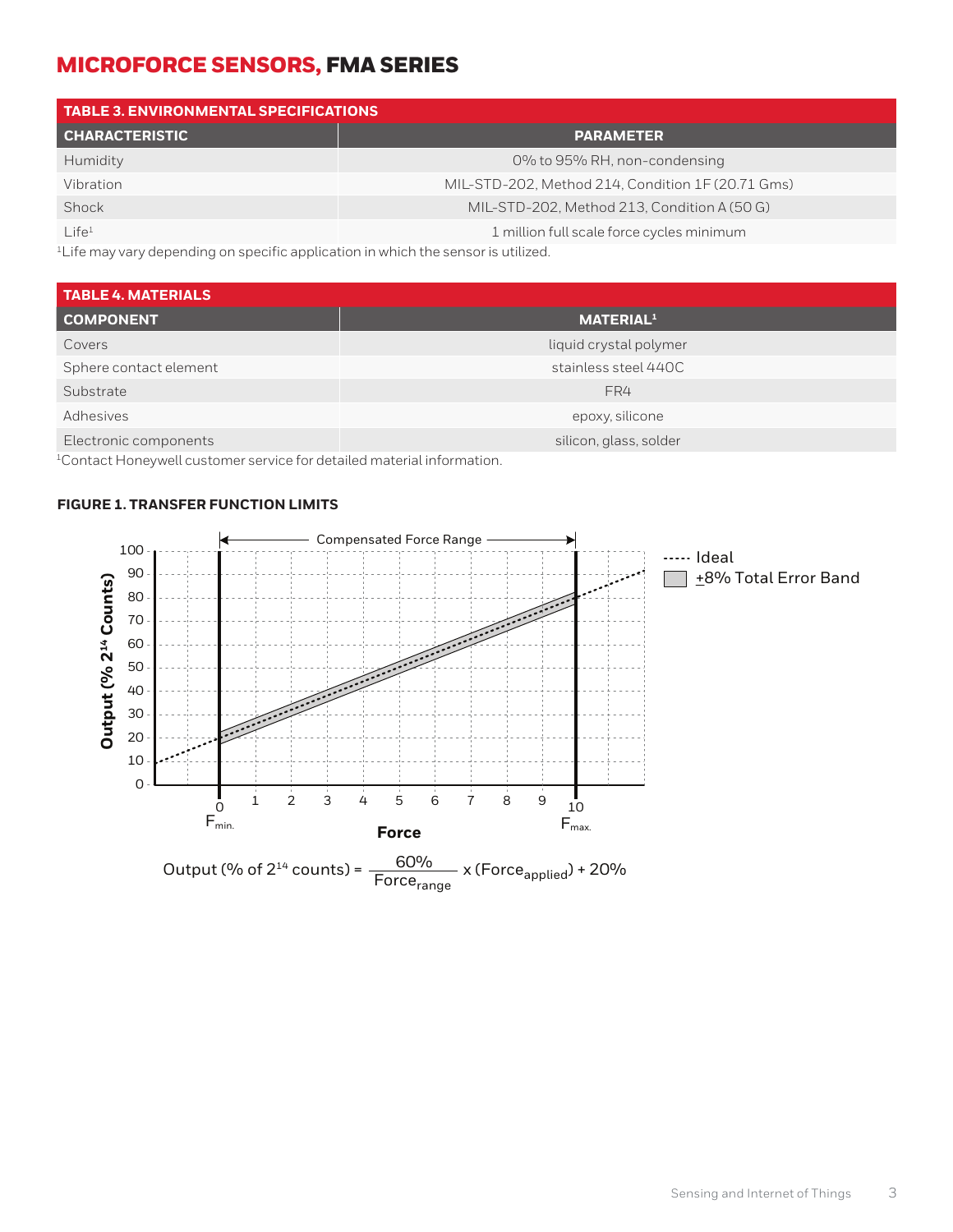## MICROFORCE SENSORS, FMA SERIES

| TABLE 3. ENVIRONMENTAL SPECIFICATIONS | |
|---|---|
| **CHARACTERISTIC** | **PARAMETER** |
| Humidity | 0% to 95% RH, non-condensing |
| Vibration | MIL-STD-202, Method 214, Condition 1F (20.71 Gms) |
| Shock | MIL-STD-202, Method 213, Condition A (50 G) |
| Life[1] | 1 million full scale force cycles minimum |

[1]Life may vary depending on specific application in which the sensor is utilized.

| TABLE 4. MATERIALS | |
|---|---|
| **COMPONENT** | **MATERIAL[1]** |
| Covers | liquid crystal polymer |
| Sphere contact element | stainless steel 440C |
| Substrate | FR4 |
| Adhesives | epoxy, silicone |
| Electronic components | silicon, glass, solder |

[1]Contact Honeywell customer service for detailed material information.

**FIGURE 1. TRANSFER FUNCTION LIMITS**

$$\text{Output (\% of } 2^{14} \text{ counts)} = \frac{60\%}{\text{Force}_{range}} \times (\text{Force}_{applied}) + 20\%$$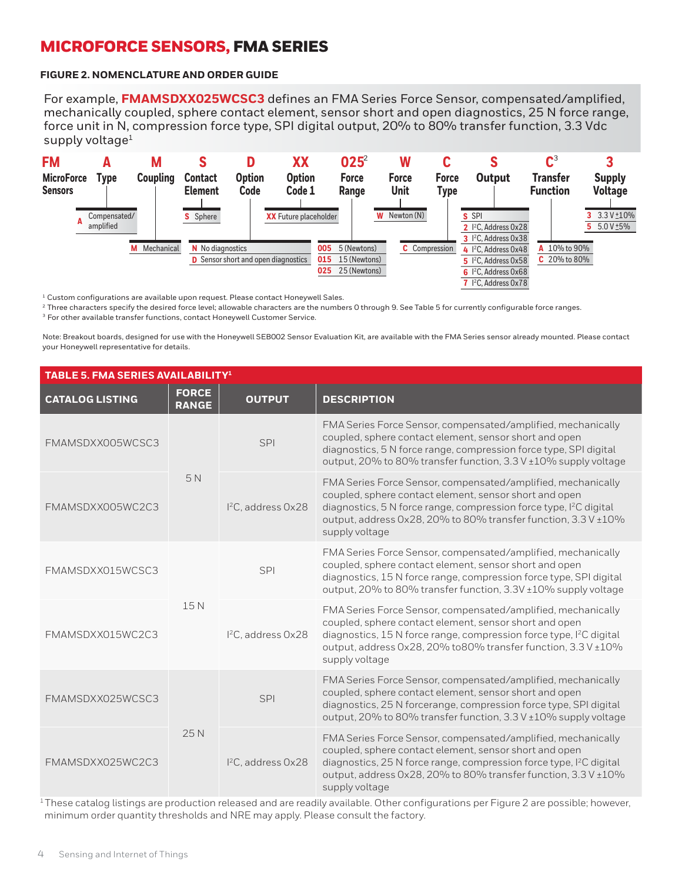# MICROFORCE SENSORS, FMA SERIES

### FIGURE 2. NOMENCLATURE AND ORDER GUIDE

For example, **FMAMSDXX025WCSC3** defines an FMA Series Force Sensor, compensated/amplified, mechanically coupled, sphere contact element, sensor short and open diagnostics, 25 N force range, force unit in N, compression force type, SPI digital output, 20% to 80% transfer function, 3.3 Vdc supply voltage[1]

| FM | A | M | S | D | XX | 025[2] | W | C | S | C[3] | 3 |
|---|---|---|---|---|---|---|---|---|---|---|---|
| MicroForce Sensors | Type | Coupling | Contact Element | Option Code | Option Code 1 | Force Range | Force Unit | Force Type | Output | Transfer Function | Supply Voltage |
| | **A** Compensated/ amplified | **M** Mechanical | **S** Sphere | **N** No diagnostics | **XX** Future placeholder | **005** 5 (Newtons) | **W** Newton (N) | **C** Compression | **S** SPI | **A** 10% to 90% | **3** 3.3 V ±10% |
| | | | | **D** Sensor short and open diagnostics | | **015** 15 (Newtons) | | | **2** I²C, Address 0x28 | **C** 20% to 80% | **5** 5.0 V ±5% |
| | | | | | | **025** 25 (Newtons) | | | **3** I²C, Address 0x38 | | |
| | | | | | | | | | **4** I²C, Address 0x48 | | |
| | | | | | | | | | **5** I²C, Address 0x58 | | |
| | | | | | | | | | **6** I²C, Address 0x68 | | |
| | | | | | | | | | **7** I²C, Address 0x78 | | |

[1] Custom configurations are available upon request. Please contact Honeywell Sales.
[2] Three characters specify the desired force level; allowable characters are the numbers 0 through 9. See Table 5 for currently configurable force ranges.
[3] For other available transfer functions, contact Honeywell Customer Service.

Note: Breakout boards, designed for use with the Honeywell SEB002 Sensor Evaluation Kit, are available with the FMA Series sensor already mounted. Please contact your Honeywell representative for details.

### TABLE 5. FMA SERIES AVAILABILITY[1]

| CATALOG LISTING | FORCE RANGE | OUTPUT | DESCRIPTION |
|---|---|---|---|
| FMAMSDXX005WCSC3 | 5 N | SPI | FMA Series Force Sensor, compensated/amplified, mechanically coupled, sphere contact element, sensor short and open diagnostics, 5 N force range, compression force type, SPI digital output, 20% to 80% transfer function, 3.3 V ±10% supply voltage |
| FMAMSDXX005WC2C3 | | I²C, address 0x28 | FMA Series Force Sensor, compensated/amplified, mechanically coupled, sphere contact element, sensor short and open diagnostics, 5 N force range, compression force type, I²C digital output, address 0x28, 20% to 80% transfer function, 3.3 V ±10% supply voltage |
| FMAMSDXX015WCSC3 | 15 N | SPI | FMA Series Force Sensor, compensated/amplified, mechanically coupled, sphere contact element, sensor short and open diagnostics, 15 N force range, compression force type, SPI digital output, 20% to 80% transfer function, 3.3V ±10% supply voltage |
| FMAMSDXX015WC2C3 | | I²C, address 0x28 | FMA Series Force Sensor, compensated/amplified, mechanically coupled, sphere contact element, sensor short and open diagnostics, 15 N force range, compression force type, I²C digital output, address 0x28, 20% to80% transfer function, 3.3 V ±10% supply voltage |
| FMAMSDXX025WCSC3 | 25 N | SPI | FMA Series Force Sensor, compensated/amplified, mechanically coupled, sphere contact element, sensor short and open diagnostics, 25 N forcerange, compression force type, SPI digital output, 20% to 80% transfer function, 3.3 V ±10% supply voltage |
| FMAMSDXX025WC2C3 | | I²C, address 0x28 | FMA Series Force Sensor, compensated/amplified, mechanically coupled, sphere contact element, sensor short and open diagnostics, 25 N force range, compression force type, I²C digital output, address 0x28, 20% to 80% transfer function, 3.3 V ±10% supply voltage |

[1] These catalog listings are production released and are readily available. Other configurations per Figure 2 are possible; however, minimum order quantity thresholds and NRE may apply. Please consult the factory.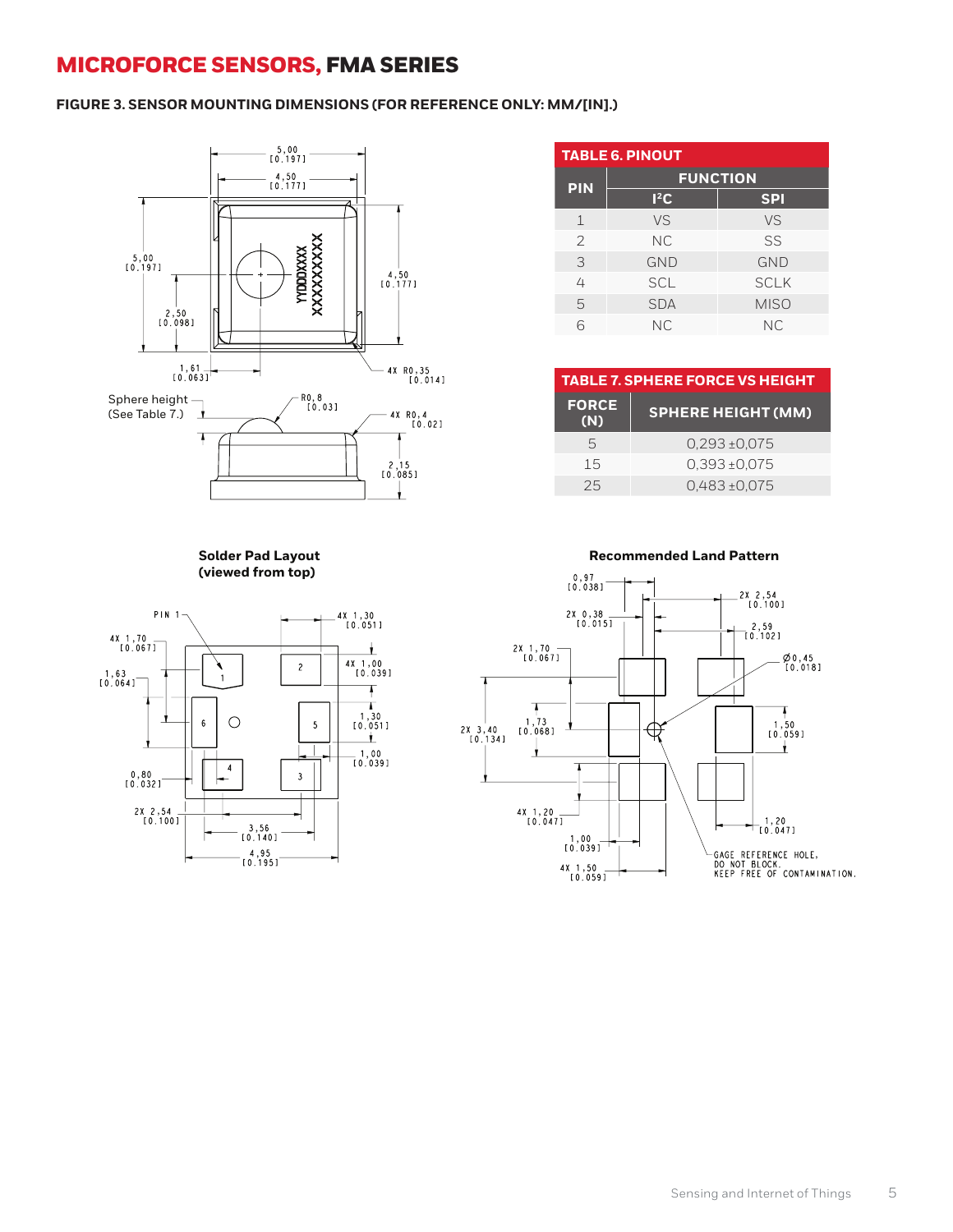## MICROFORCE SENSORS, FMA SERIES

**FIGURE 3. SENSOR MOUNTING DIMENSIONS (FOR REFERENCE ONLY: MM/[IN].)**

Sphere height (See Table 7.)

**Solder Pad Layout (viewed from top)**

**Recommended Land Pattern**

GAGE REFERENCE HOLE, DO NOT BLOCK. KEEP FREE OF CONTAMINATION.

**TABLE 6. PINOUT**

| PIN | FUNCTION | |
|---|---|---|
| | I²C | SPI |
| 1 | VS | VS |
| 2 | NC | SS |
| 3 | GND | GND |
| 4 | SCL | SCLK |
| 5 | SDA | MISO |
| 6 | NC | NC |

**TABLE 7. SPHERE FORCE VS HEIGHT**

| FORCE (N) | SPHERE HEIGHT (MM) |
|---|---|
| 5 | 0,293 ±0,075 |
| 15 | 0,393 ±0,075 |
| 25 | 0,483 ±0,075 |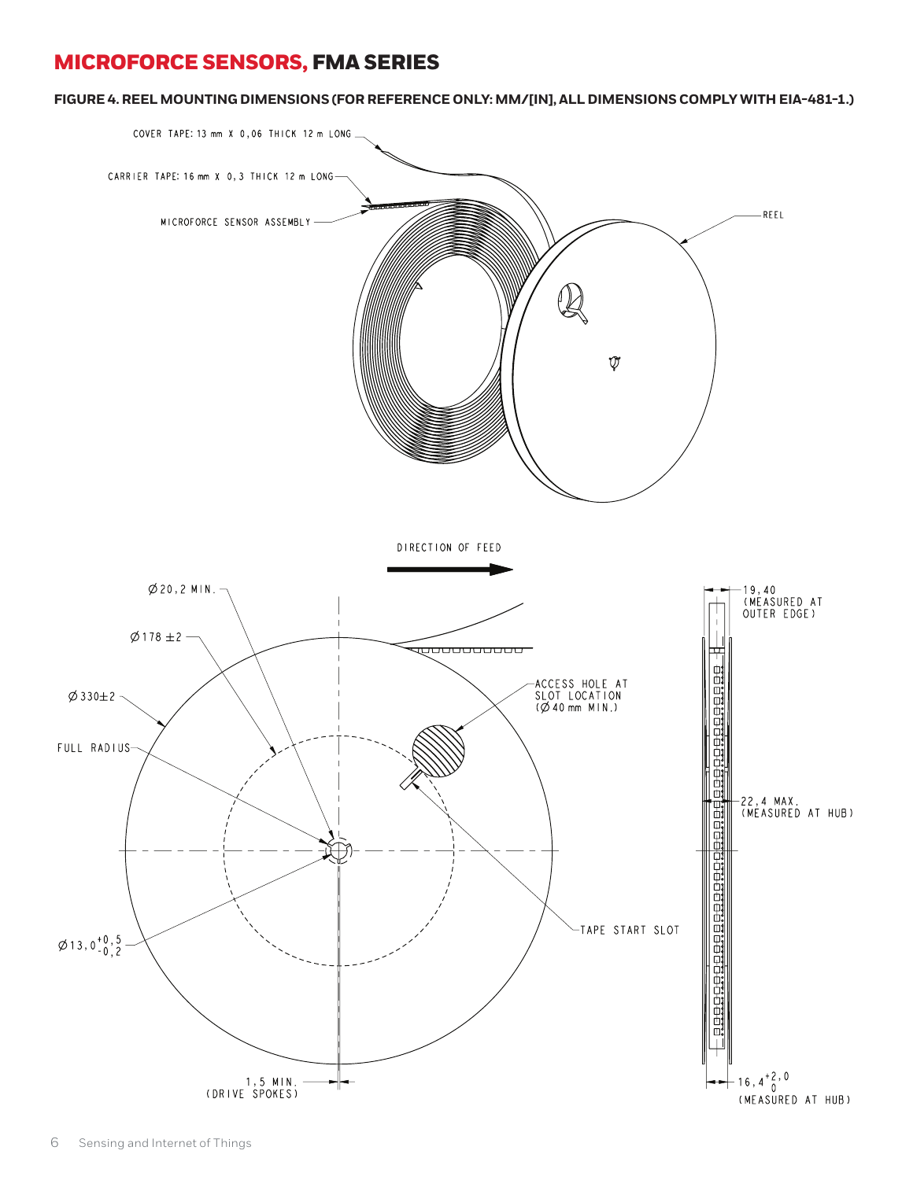## MICROFORCE SENSORS, FMA SERIES

**FIGURE 4. REEL MOUNTING DIMENSIONS (FOR REFERENCE ONLY: MM/[IN], ALL DIMENSIONS COMPLY WITH EIA-481-1.)**

COVER TAPE: 13 mm X 0,06 THICK 12 m LONG

CARRIER TAPE: 16 mm X 0,3 THICK 12 m LONG

MICROFORCE SENSOR ASSEMBLY

REEL

DIRECTION OF FEED

Ø20,2 MIN.

Ø178 ±2

Ø330±2

FULL RADIUS

$Ø13,0^{+0,5}_{-0,2}$

1,5 MIN. (DRIVE SPOKES)

ACCESS HOLE AT SLOT LOCATION (Ø40 mm MIN.)

TAPE START SLOT

19,40 (MEASURED AT OUTER EDGE)

22,4 MAX. (MEASURED AT HUB)

$16,4^{+2,0}_{0}$ (MEASURED AT HUB)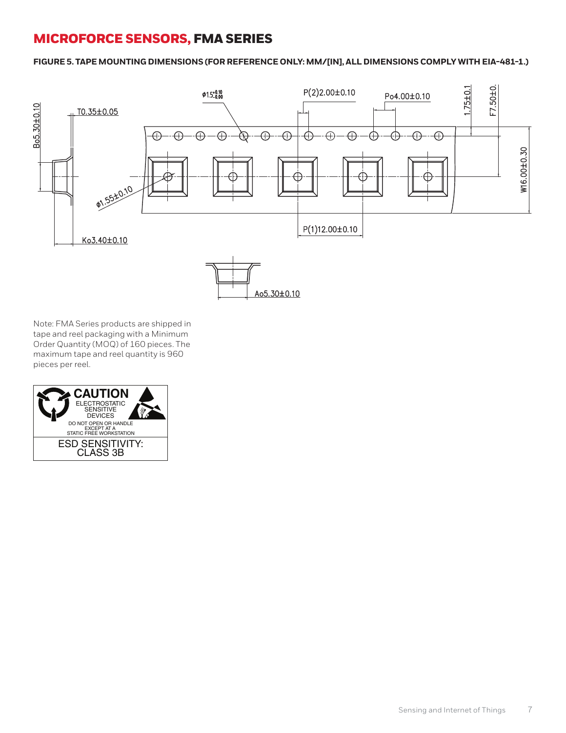## MICROFORCE SENSORS, FMA SERIES

**FIGURE 5. TAPE MOUNTING DIMENSIONS (FOR REFERENCE ONLY: MM/[IN], ALL DIMENSIONS COMPLY WITH EIA-481-1.)**

Bo5.30±0.10

T0.35±0.05

ø1.5 +0.10/-0.00

P(2)2.00±0.10

Po4.00±0.10

1.75±0.1

F7.50±0.

W16.00±0.30

ø1.55±0.10

P(1)12.00±0.10

Ko3.40±0.10

Ao5.30±0.10

Note: FMA Series products are shipped in tape and reel packaging with a Minimum Order Quantity (MOQ) of 160 pieces. The maximum tape and reel quantity is 960 pieces per reel.

**CAUTION**
ELECTROSTATIC SENSITIVE DEVICES
DO NOT OPEN OR HANDLE EXCEPT AT A STATIC FREE WORKSTATION

ESD SENSITIVITY: CLASS 3B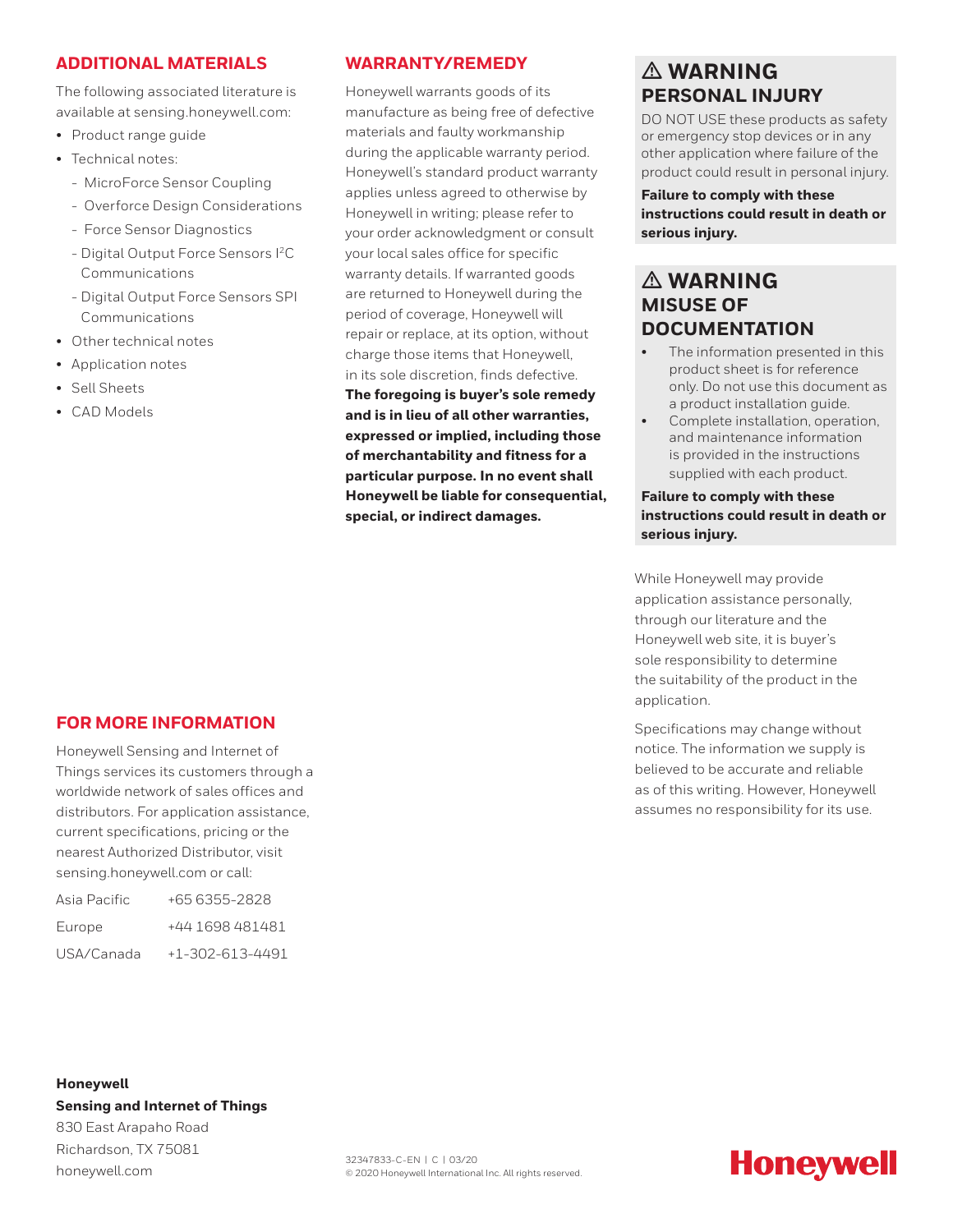## ADDITIONAL MATERIALS

The following associated literature is available at sensing.honeywell.com:

- Product range guide
- Technical notes:
  - MicroForce Sensor Coupling
  - Overforce Design Considerations
  - Force Sensor Diagnostics
  - Digital Output Force Sensors I²C Communications
  - Digital Output Force Sensors SPI Communications
- Other technical notes
- Application notes
- Sell Sheets
- CAD Models

## FOR MORE INFORMATION

Honeywell Sensing and Internet of Things services its customers through a worldwide network of sales offices and distributors. For application assistance, current specifications, pricing or the nearest Authorized Distributor, visit sensing.honeywell.com or call:

| | |
|---|---|
| Asia Pacific | +65 6355-2828 |
| Europe | +44 1698 481481 |
| USA/Canada | +1-302-613-4491 |

## WARRANTY/REMEDY

Honeywell warrants goods of its manufacture as being free of defective materials and faulty workmanship during the applicable warranty period. Honeywell's standard product warranty applies unless agreed to otherwise by Honeywell in writing; please refer to your order acknowledgment or consult your local sales office for specific warranty details. If warranted goods are returned to Honeywell during the period of coverage, Honeywell will repair or replace, at its option, without charge those items that Honeywell, in its sole discretion, finds defective. **The foregoing is buyer's sole remedy and is in lieu of all other warranties, expressed or implied, including those of merchantability and fitness for a particular purpose. In no event shall Honeywell be liable for consequential, special, or indirect damages.**

## ⚠ WARNING PERSONAL INJURY

DO NOT USE these products as safety or emergency stop devices or in any other application where failure of the product could result in personal injury.

**Failure to comply with these instructions could result in death or serious injury.**

## ⚠ WARNING MISUSE OF DOCUMENTATION

- The information presented in this product sheet is for reference only. Do not use this document as a product installation guide.
- Complete installation, operation, and maintenance information is provided in the instructions supplied with each product.

**Failure to comply with these instructions could result in death or serious injury.**

While Honeywell may provide application assistance personally, through our literature and the Honeywell web site, it is buyer's sole responsibility to determine the suitability of the product in the application.

Specifications may change without notice. The information we supply is believed to be accurate and reliable as of this writing. However, Honeywell assumes no responsibility for its use.

**Honeywell**
**Sensing and Internet of Things**
830 East Arapaho Road
Richardson, TX 75081
honeywell.com

32347833-C-EN | C | 03/20
© 2020 Honeywell International Inc. All rights reserved.

Honeywell